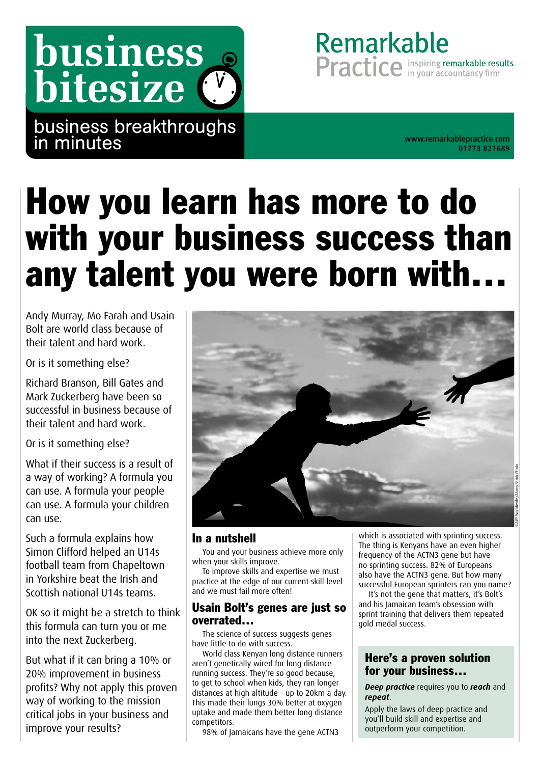# business bitesize

business breakthroughs in minutes

**Remarkable Practice** inspiring remarkable results in your accountancy firm

www.remarkablepractice.com
01773 821689

# How you learn has more to do with your business success than any talent you were born with…

Andy Murray, Mo Farah and Usain Bolt are world class because of their talent and hard work.

Or is it something else?

Richard Branson, Bill Gates and Mark Zuckerberg have been so successful in business because of their talent and hard work.

Or is it something else?

What if their success is a result of a way of working? A formula you can use. A formula your people can use. A formula your children can use.

Such a formula explains how Simon Clifford helped an U14s football team from Chapeltown in Yorkshire beat the Irish and Scottish national U14s teams.

OK so it might be a stretch to think this formula can turn you or me into the next Zuckerberg.

But what if it can bring a 10% or 20% improvement in business profits? Why not apply this proven way of working to the mission critical jobs in your business and improve your results?

©A2P Worldwide/Alamy Stock Photo

## In a nutshell

You and your business achieve more only when your skills improve.

To improve skills and expertise we must practice at the edge of our current skill level and we must fail more often!

## Usain Bolt's genes are just so overrated…

The science of success suggests genes have little to do with success.

World class Kenyan long distance runners aren't genetically wired for long distance running success. They're so good because, to get to school when kids, they ran longer distances at high altitude – up to 20km a day. This made their lungs 30% better at oxygen uptake and made them better long distance competitors.

98% of Jamaicans have the gene ACTN3 which is associated with sprinting success. The thing is Kenyans have an even higher frequency of the ACTN3 gene but have no sprinting success. 82% of Europeans also have the ACTN3 gene. But how many successful European sprinters can you name?

It's not the gene that matters, it's Bolt's and his Jamaican team's obsession with sprint training that delivers them repeated gold medal success.

## Here's a proven solution for your business…

***Deep practice*** requires you to ***reach*** and ***repeat***.

Apply the laws of deep practice and you'll build skill and expertise and outperform your competition.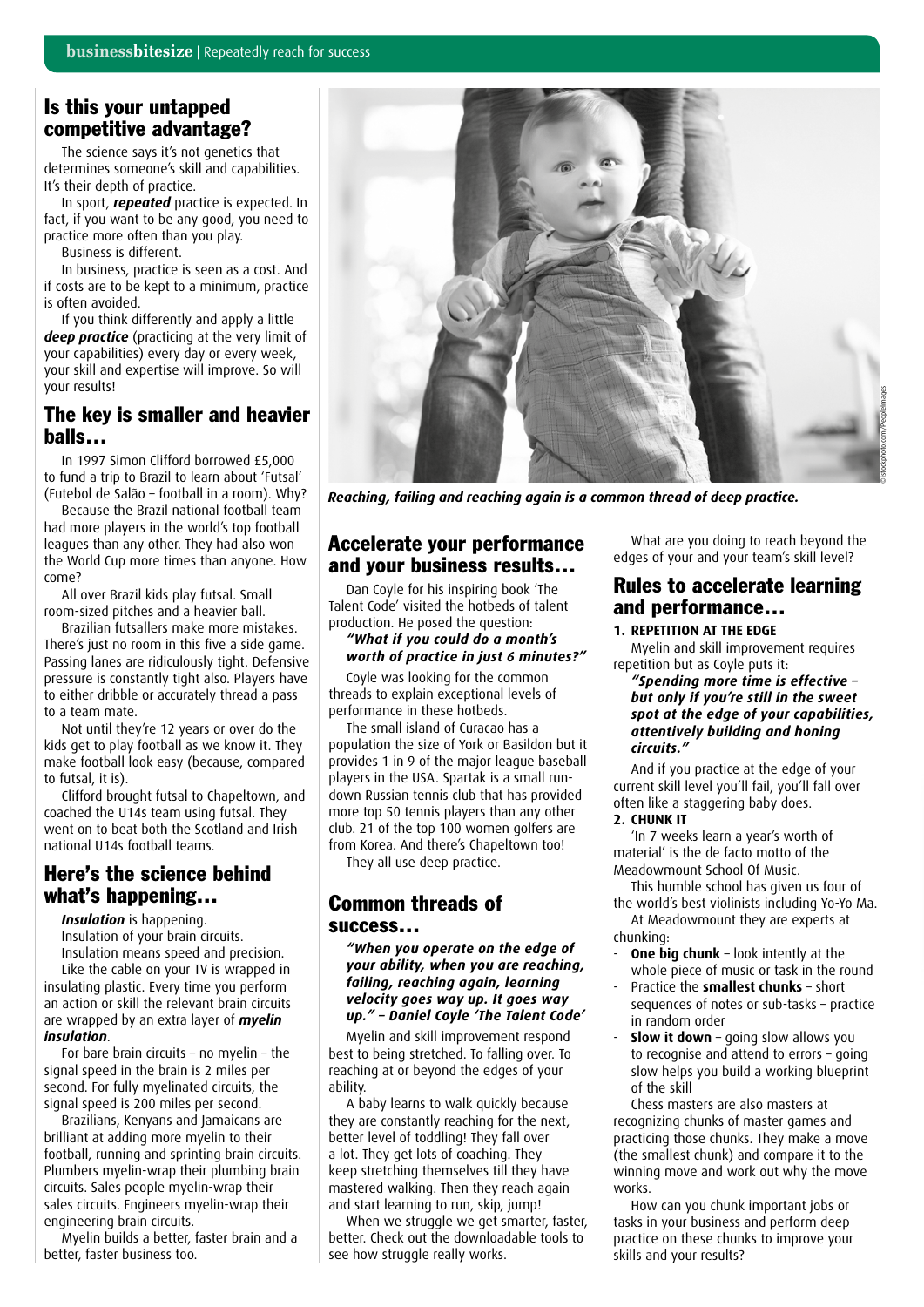## Is this your untapped competitive advantage?

The science says it's not genetics that determines someone's skill and capabilities. It's their depth of practice.

In sport, ***repeated*** practice is expected. In fact, if you want to be any good, you need to practice more often than you play.

Business is different.

In business, practice is seen as a cost. And if costs are to be kept to a minimum, practice is often avoided.

If you think differently and apply a little ***deep practice*** (practicing at the very limit of your capabilities) every day or every week, your skill and expertise will improve. So will your results!

## The key is smaller and heavier balls…

In 1997 Simon Clifford borrowed £5,000 to fund a trip to Brazil to learn about 'Futsal' (Futebol de Salão – football in a room). Why?

Because the Brazil national football team had more players in the world's top football leagues than any other. They had also won the World Cup more times than anyone. How come?

All over Brazil kids play futsal. Small room-sized pitches and a heavier ball.

Brazilian futsallers make more mistakes. There's just no room in this five a side game. Passing lanes are ridiculously tight. Defensive pressure is constantly tight also. Players have to either dribble or accurately thread a pass to a team mate.

Not until they're 12 years or over do the kids get to play football as we know it. They make football look easy (because, compared to futsal, it is).

Clifford brought futsal to Chapeltown, and coached the U14s team using futsal. They went on to beat both the Scotland and Irish national U14s football teams.

## Here's the science behind what's happening…

***Insulation*** is happening.

Insulation of your brain circuits.

Insulation means speed and precision.

Like the cable on your TV is wrapped in insulating plastic. Every time you perform an action or skill the relevant brain circuits are wrapped by an extra layer of ***myelin insulation***.

For bare brain circuits – no myelin – the signal speed in the brain is 2 miles per second. For fully myelinated circuits, the signal speed is 200 miles per second.

Brazilians, Kenyans and Jamaicans are brilliant at adding more myelin to their football, running and sprinting brain circuits. Plumbers myelin-wrap their plumbing brain circuits. Sales people myelin-wrap their sales circuits. Engineers myelin-wrap their engineering brain circuits.

Myelin builds a better, faster brain and a better, faster business too.

***Reaching, failing and reaching again is a common thread of deep practice.***

## Accelerate your performance and your business results…

Dan Coyle for his inspiring book 'The Talent Code' visited the hotbeds of talent production. He posed the question:

***"What if you could do a month's worth of practice in just 6 minutes?"***

Coyle was looking for the common threads to explain exceptional levels of performance in these hotbeds.

The small island of Curacao has a population the size of York or Basildon but it provides 1 in 9 of the major league baseball players in the USA. Spartak is a small run-down Russian tennis club that has provided more top 50 tennis players than any other club. 21 of the top 100 women golfers are from Korea. And there's Chapeltown too!

They all use deep practice.

## Common threads of success…

***"When you operate on the edge of your ability, when you are reaching, failing, reaching again, learning velocity goes way up. It goes way up." – Daniel Coyle 'The Talent Code'***

Myelin and skill improvement respond best to being stretched. To falling over. To reaching at or beyond the edges of your ability.

A baby learns to walk quickly because they are constantly reaching for the next, better level of toddling! They fall over a lot. They get lots of coaching. They keep stretching themselves till they have mastered walking. Then they reach again and start learning to run, skip, jump!

When we struggle we get smarter, faster, better. Check out the downloadable tools to see how struggle really works.

What are you doing to reach beyond the edges of your and your team's skill level?

## Rules to accelerate learning and performance…

**1. REPETITION AT THE EDGE**

Myelin and skill improvement requires repetition but as Coyle puts it:

***"Spending more time is effective – but only if you're still in the sweet spot at the edge of your capabilities, attentively building and honing circuits."***

And if you practice at the edge of your current skill level you'll fail, you'll fall over often like a staggering baby does.

**2. CHUNK IT**

'In 7 weeks learn a year's worth of material' is the de facto motto of the Meadowmount School Of Music.

This humble school has given us four of the world's best violinists including Yo-Yo Ma.

At Meadowmount they are experts at chunking:

- **One big chunk** – look intently at the whole piece of music or task in the round
- Practice the **smallest chunks** – short sequences of notes or sub-tasks – practice in random order
- **Slow it down** – going slow allows you to recognise and attend to errors – going slow helps you build a working blueprint of the skill

Chess masters are also masters at recognizing chunks of master games and practicing those chunks. They make a move (the smallest chunk) and compare it to the winning move and work out why the move works.

How can you chunk important jobs or tasks in your business and perform deep practice on these chunks to improve your skills and your results?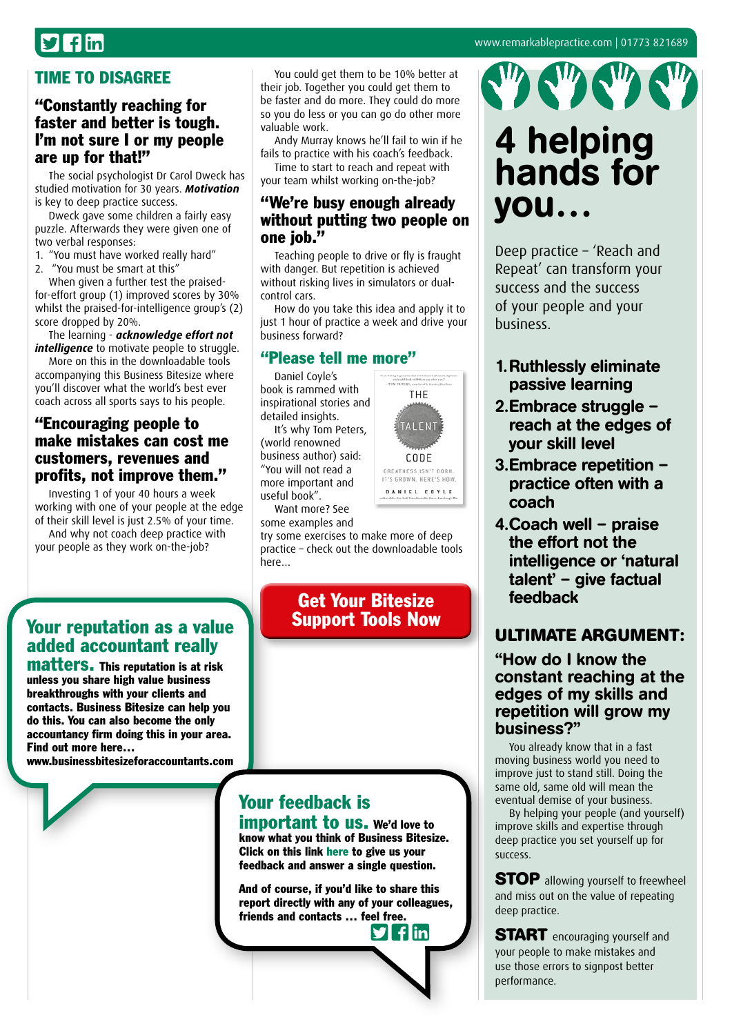## TIME TO DISAGREE

### "Constantly reaching for faster and better is tough. I'm not sure I or my people are up for that!"

The social psychologist Dr Carol Dweck has studied motivation for 30 years. ***Motivation*** is key to deep practice success.

Dweck gave some children a fairly easy puzzle. Afterwards they were given one of two verbal responses:

1. "You must have worked really hard"
2. "You must be smart at this"

When given a further test the praised-for-effort group (1) improved scores by 30% whilst the praised-for-intelligence group's (2) score dropped by 20%.

The learning - ***acknowledge effort not intelligence*** to motivate people to struggle.

More on this in the downloadable tools accompanying this Business Bitesize where you'll discover what the world's best ever coach across all sports says to his people.

### "Encouraging people to make mistakes can cost me customers, revenue and profits, not improve them."

Investing 1 of your 40 hours a week working with one of your people at the edge of their skill level is just 2.5% of your time.

And why not coach deep practice with your people as they work on-the-job?

You could get them to be 10% better at their job. Together you could get them to be faster and do more. They could do more so you do less or you can go do other more valuable work.

Andy Murray knows he'll fail to win if he fails to practice with his coach's feedback.

Time to start to reach and repeat with your team whilst working on-the-job?

### "We're busy enough already without putting two people on one job."

Teaching people to drive or fly is fraught with danger. But repetition is achieved without risking lives in simulators or dual-control cars.

How do you take this idea and apply it to just 1 hour of practice a week and drive your business forward?

### "Please tell me more"

Daniel Coyle's book is rammed with inspirational stories and detailed insights.

It's why Tom Peters, (world renowned business author) said: "You will not read a more important and useful book".

Want more? See some examples and try some exercises to make more of deep practice – check out the downloadable tools here...

**Get Your Bitesize Support Tools Now**

**Your reputation as a value added accountant really matters.** This reputation is at risk unless you share high value business breakthroughs with your clients and contacts. Business Bitesize can help you do this. You can also become the only accountancy firm doing this in your area. Find out more here… www.businessbitesizeforaccountants.com

**Your feedback is important to us.** We'd love to know what you think of Business Bitesize. Click on this link **here** to give us your feedback and answer a single question.

**And of course, if you'd like to share this report directly with any of your colleagues, friends and contacts … feel free.**

# 4 helping hands for you…

Deep practice – 'Reach and Repeat' can transform your success and the success of your people and your business.

1. **Ruthlessly eliminate passive learning**
2. **Embrace struggle – reach at the edges of your skill level**
3. **Embrace repetition – practice often with a coach**
4. **Coach well – praise the effort not the intelligence or 'natural talent' – give factual feedback**

## ULTIMATE ARGUMENT:

### "How do I know the constant reaching at the edges of my skills and repetition will grow my business?"

You already know that in a fast moving business world you need to improve just to stand still. Doing the same old, same old will mean the eventual demise of your business.

By helping your people (and yourself) improve skills and expertise through deep practice you set yourself up for success.

**STOP** allowing yourself to freewheel and miss out on the value of repeating deep practice.

**START** encouraging yourself and your people to make mistakes and use those errors to signpost better performance.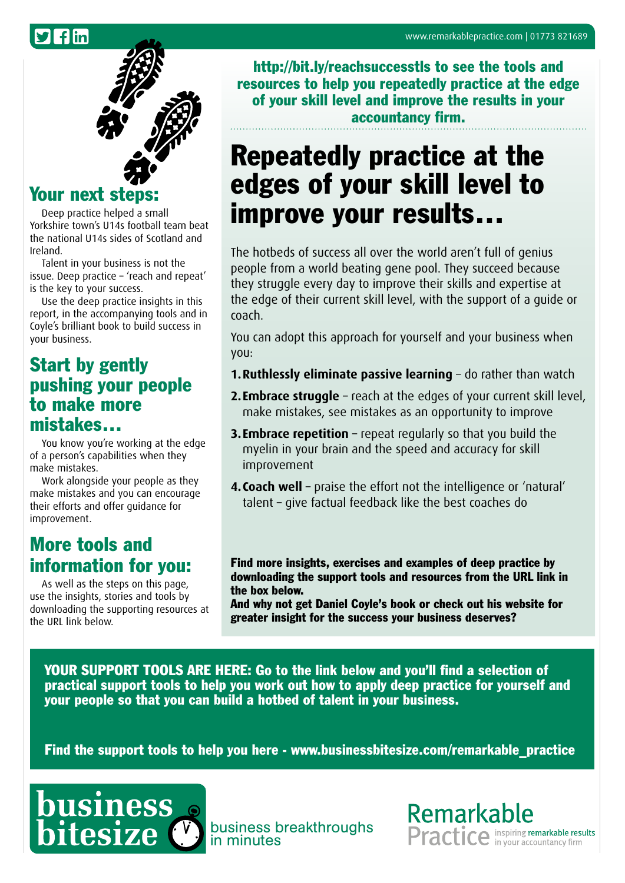## Your next steps:

Deep practice helped a small Yorkshire town's U14s football team beat the national U14s sides of Scotland and Ireland.

Talent in your business is not the issue. Deep practice – 'reach and repeat' is the key to your success.

Use the deep practice insights in this report, in the accompanying tools and in Coyle's brilliant book to build success in your business.

## Start by gently pushing your people to make more mistakes…

You know you're working at the edge of a person's capabilities when they make mistakes.

Work alongside your people as they make mistakes and you can encourage their efforts and offer guidance for improvement.

## More tools and information for you:

As well as the steps on this page, use the insights, stories and tools by downloading the supporting resources at the URL link below.

**http://bit.ly/reachsuccesstls to see the tools and resources to help you repeatedly practice at the edge of your skill level and improve the results in your accountancy firm.**

# Repeatedly practice at the edges of your skill level to improve your results…

The hotbeds of success all over the world aren't full of genius people from a world beating gene pool. They succeed because they struggle every day to improve their skills and expertise at the edge of their current skill level, with the support of a guide or coach.

You can adopt this approach for yourself and your business when you:

1. **Ruthlessly eliminate passive learning** – do rather than watch
2. **Embrace struggle** – reach at the edges of your current skill level, make mistakes, see mistakes as an opportunity to improve
3. **Embrace repetition** – repeat regularly so that you build the myelin in your brain and the speed and accuracy for skill improvement
4. **Coach well** – praise the effort not the intelligence or 'natural' talent – give factual feedback like the best coaches do

**Find more insights, exercises and examples of deep practice by downloading the support tools and resources from the URL link in the box below.**
**And why not get Daniel Coyle's book or check out his website for greater insight for the success your business deserves?**

**YOUR SUPPORT TOOLS ARE HERE: Go to the link below and you'll find a selection of practical support tools to help you work out how to apply deep practice for yourself and your people so that you can build a hotbed of talent in your business.**

**Find the support tools to help you here - www.businessbitesize.com/remarkable_practice**

business bitesize – business breakthroughs in minutes

Remarkable Practice – inspiring remarkable results in your accountancy firm